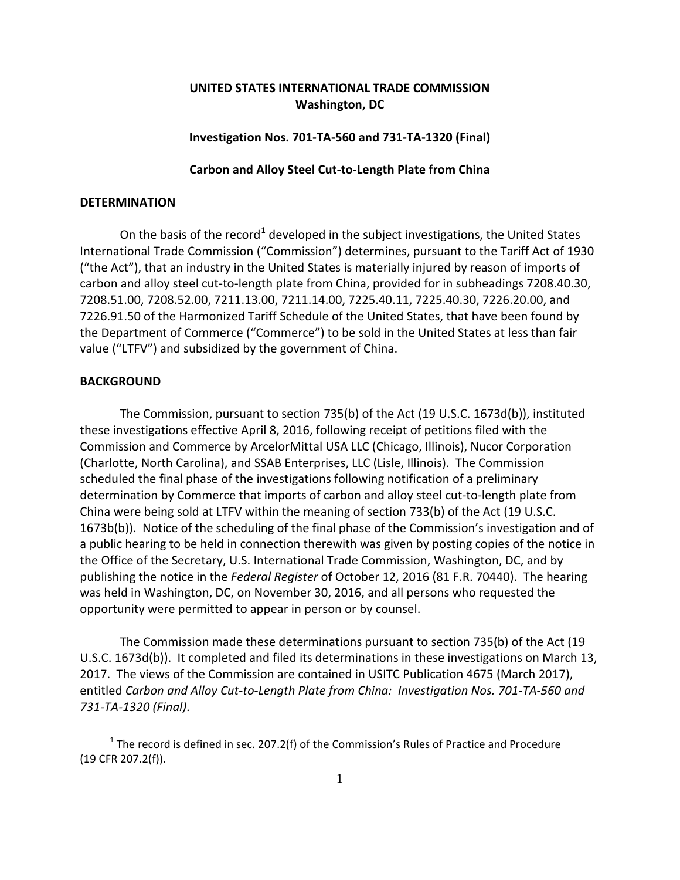**UNITED STATES INTERNATIONAL TRADE COMMISSION**
**Washington, DC**

**Investigation Nos. 701-TA-560 and 731-TA-1320 (Final)**

**Carbon and Alloy Steel Cut-to-Length Plate from China**

## DETERMINATION

On the basis of the record[1] developed in the subject investigations, the United States International Trade Commission ("Commission") determines, pursuant to the Tariff Act of 1930 ("the Act"), that an industry in the United States is materially injured by reason of imports of carbon and alloy steel cut-to-length plate from China, provided for in subheadings 7208.40.30, 7208.51.00, 7208.52.00, 7211.13.00, 7211.14.00, 7225.40.11, 7225.40.30, 7226.20.00, and 7226.91.50 of the Harmonized Tariff Schedule of the United States, that have been found by the Department of Commerce ("Commerce") to be sold in the United States at less than fair value ("LTFV") and subsidized by the government of China.

## BACKGROUND

The Commission, pursuant to section 735(b) of the Act (19 U.S.C. 1673d(b)), instituted these investigations effective April 8, 2016, following receipt of petitions filed with the Commission and Commerce by ArcelorMittal USA LLC (Chicago, Illinois), Nucor Corporation (Charlotte, North Carolina), and SSAB Enterprises, LLC (Lisle, Illinois). The Commission scheduled the final phase of the investigations following notification of a preliminary determination by Commerce that imports of carbon and alloy steel cut-to-length plate from China were being sold at LTFV within the meaning of section 733(b) of the Act (19 U.S.C. 1673b(b)). Notice of the scheduling of the final phase of the Commission's investigation and of a public hearing to be held in connection therewith was given by posting copies of the notice in the Office of the Secretary, U.S. International Trade Commission, Washington, DC, and by publishing the notice in the *Federal Register* of October 12, 2016 (81 F.R. 70440). The hearing was held in Washington, DC, on November 30, 2016, and all persons who requested the opportunity were permitted to appear in person or by counsel.

The Commission made these determinations pursuant to section 735(b) of the Act (19 U.S.C. 1673d(b)). It completed and filed its determinations in these investigations on March 13, 2017. The views of the Commission are contained in USITC Publication 4675 (March 2017), entitled *Carbon and Alloy Cut-to-Length Plate from China: Investigation Nos. 701-TA-560 and 731-TA-1320 (Final)*.

---

[1] The record is defined in sec. 207.2(f) of the Commission's Rules of Practice and Procedure (19 CFR 207.2(f)).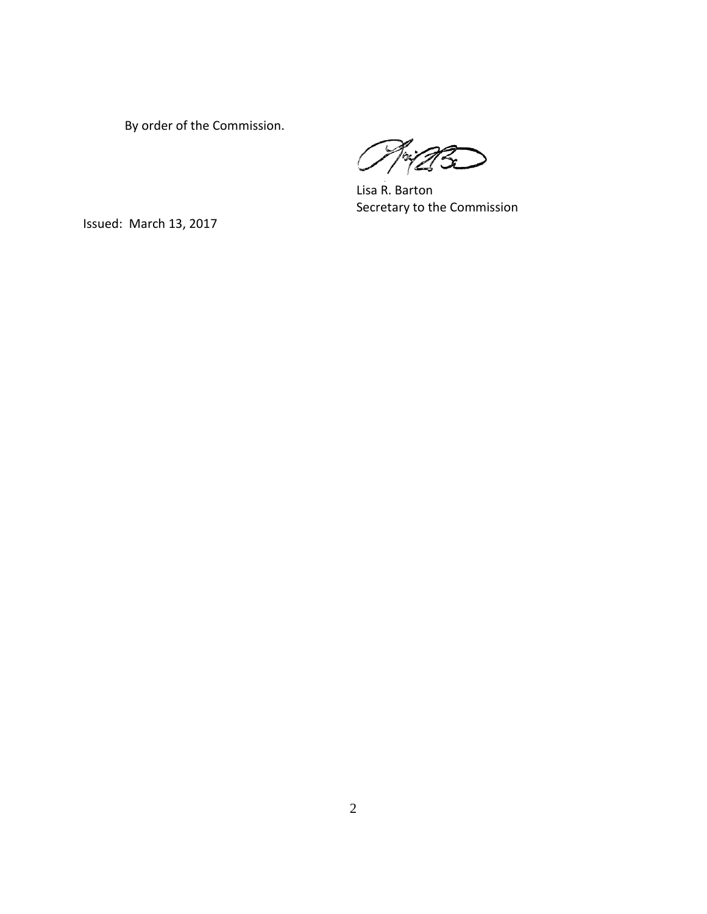By order of the Commission.

Lisa R. Barton
Secretary to the Commission

Issued: March 13, 2017